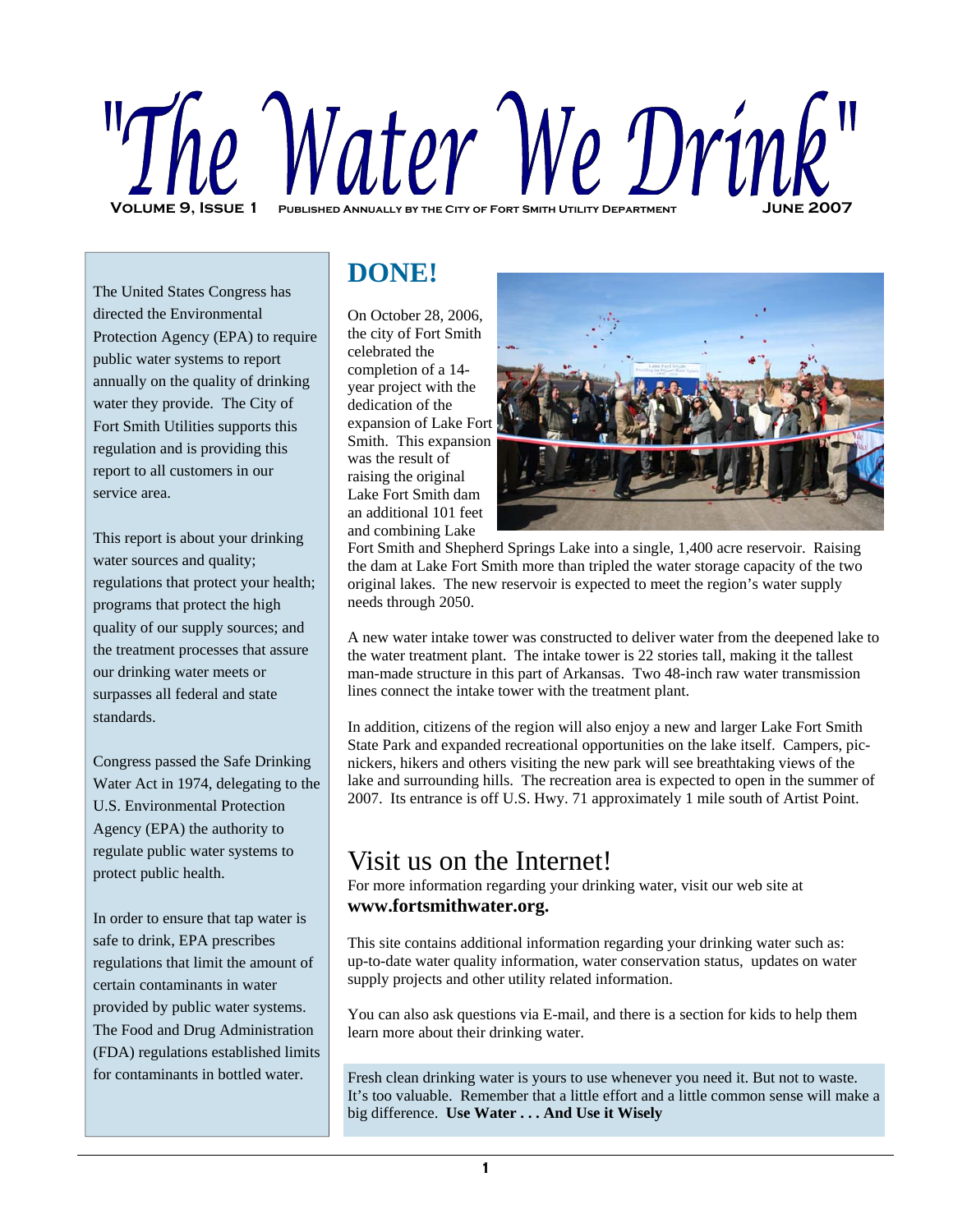# "The Water We Drink"

**Volume 9, Issue 1** **Published Annually by the City of Fort Smith Utility Department** **June 2007**

The United States Congress has directed the Environmental Protection Agency (EPA) to require public water systems to report annually on the quality of drinking water they provide. The City of Fort Smith Utilities supports this regulation and is providing this report to all customers in our service area.

This report is about your drinking water sources and quality; regulations that protect your health; programs that protect the high quality of our supply sources; and the treatment processes that assure our drinking water meets or surpasses all federal and state standards.

Congress passed the Safe Drinking Water Act in 1974, delegating to the U.S. Environmental Protection Agency (EPA) the authority to regulate public water systems to protect public health.

In order to ensure that tap water is safe to drink, EPA prescribes regulations that limit the amount of certain contaminants in water provided by public water systems. The Food and Drug Administration (FDA) regulations established limits for contaminants in bottled water.

## DONE!

On October 28, 2006, the city of Fort Smith celebrated the completion of a 14-year project with the dedication of the expansion of Lake Fort Smith. This expansion was the result of raising the original Lake Fort Smith dam an additional 101 feet and combining Lake Fort Smith and Shepherd Springs Lake into a single, 1,400 acre reservoir. Raising the dam at Lake Fort Smith more than tripled the water storage capacity of the two original lakes. The new reservoir is expected to meet the region's water supply needs through 2050.

A new water intake tower was constructed to deliver water from the deepened lake to the water treatment plant. The intake tower is 22 stories tall, making it the tallest man-made structure in this part of Arkansas. Two 48-inch raw water transmission lines connect the intake tower with the treatment plant.

In addition, citizens of the region will also enjoy a new and larger Lake Fort Smith State Park and expanded recreational opportunities on the lake itself. Campers, pic-nickers, hikers and others visiting the new park will see breathtaking views of the lake and surrounding hills. The recreation area is expected to open in the summer of 2007. Its entrance is off U.S. Hwy. 71 approximately 1 mile south of Artist Point.

## Visit us on the Internet!

For more information regarding your drinking water, visit our web site at **www.fortsmithwater.org.**

This site contains additional information regarding your drinking water such as: up-to-date water quality information, water conservation status, updates on water supply projects and other utility related information.

You can also ask questions via E-mail, and there is a section for kids to help them learn more about their drinking water.

Fresh clean drinking water is yours to use whenever you need it. But not to waste. It's too valuable. Remember that a little effort and a little common sense will make a big difference. **Use Water . . . And Use it Wisely**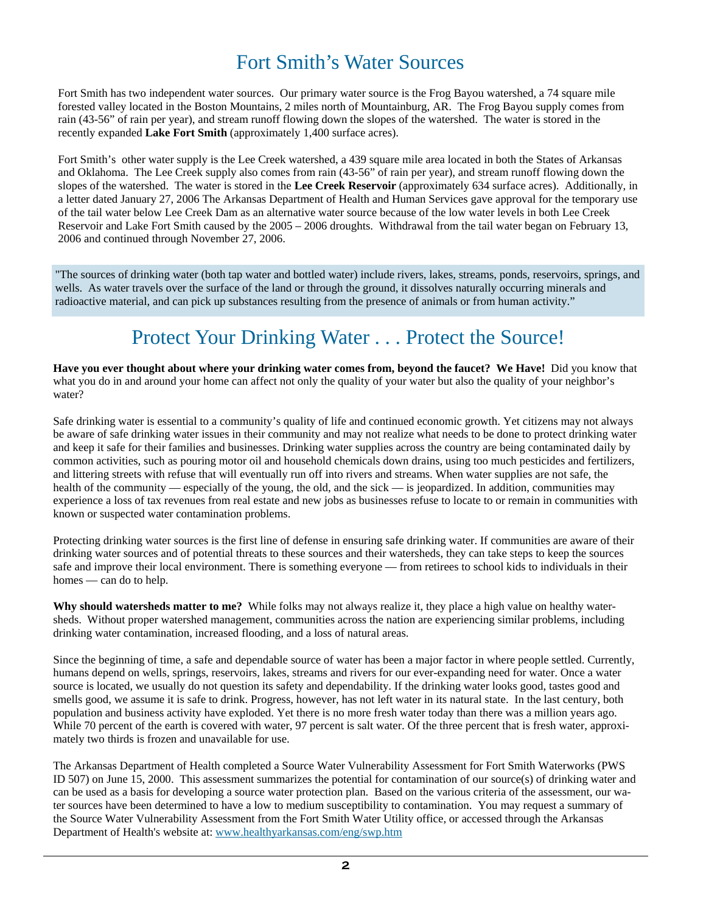# Fort Smith's Water Sources

Fort Smith has two independent water sources. Our primary water source is the Frog Bayou watershed, a 74 square mile forested valley located in the Boston Mountains, 2 miles north of Mountainburg, AR. The Frog Bayou supply comes from rain (43-56" of rain per year), and stream runoff flowing down the slopes of the watershed. The water is stored in the recently expanded **Lake Fort Smith** (approximately 1,400 surface acres).

Fort Smith's other water supply is the Lee Creek watershed, a 439 square mile area located in both the States of Arkansas and Oklahoma. The Lee Creek supply also comes from rain (43-56" of rain per year), and stream runoff flowing down the slopes of the watershed. The water is stored in the **Lee Creek Reservoir** (approximately 634 surface acres). Additionally, in a letter dated January 27, 2006 The Arkansas Department of Health and Human Services gave approval for the temporary use of the tail water below Lee Creek Dam as an alternative water source because of the low water levels in both Lee Creek Reservoir and Lake Fort Smith caused by the 2005 – 2006 droughts. Withdrawal from the tail water began on February 13, 2006 and continued through November 27, 2006.

"The sources of drinking water (both tap water and bottled water) include rivers, lakes, streams, ponds, reservoirs, springs, and wells. As water travels over the surface of the land or through the ground, it dissolves naturally occurring minerals and radioactive material, and can pick up substances resulting from the presence of animals or from human activity."

# Protect Your Drinking Water . . . Protect the Source!

**Have you ever thought about where your drinking water comes from, beyond the faucet? We Have!** Did you know that what you do in and around your home can affect not only the quality of your water but also the quality of your neighbor's water?

Safe drinking water is essential to a community's quality of life and continued economic growth. Yet citizens may not always be aware of safe drinking water issues in their community and may not realize what needs to be done to protect drinking water and keep it safe for their families and businesses. Drinking water supplies across the country are being contaminated daily by common activities, such as pouring motor oil and household chemicals down drains, using too much pesticides and fertilizers, and littering streets with refuse that will eventually run off into rivers and streams. When water supplies are not safe, the health of the community — especially of the young, the old, and the sick — is jeopardized. In addition, communities may experience a loss of tax revenues from real estate and new jobs as businesses refuse to locate to or remain in communities with known or suspected water contamination problems.

Protecting drinking water sources is the first line of defense in ensuring safe drinking water. If communities are aware of their drinking water sources and of potential threats to these sources and their watersheds, they can take steps to keep the sources safe and improve their local environment. There is something everyone — from retirees to school kids to individuals in their homes — can do to help.

**Why should watersheds matter to me?** While folks may not always realize it, they place a high value on healthy watersheds. Without proper watershed management, communities across the nation are experiencing similar problems, including drinking water contamination, increased flooding, and a loss of natural areas.

Since the beginning of time, a safe and dependable source of water has been a major factor in where people settled. Currently, humans depend on wells, springs, reservoirs, lakes, streams and rivers for our ever-expanding need for water. Once a water source is located, we usually do not question its safety and dependability. If the drinking water looks good, tastes good and smells good, we assume it is safe to drink. Progress, however, has not left water in its natural state. In the last century, both population and business activity have exploded. Yet there is no more fresh water today than there was a million years ago. While 70 percent of the earth is covered with water, 97 percent is salt water. Of the three percent that is fresh water, approximately two thirds is frozen and unavailable for use.

The Arkansas Department of Health completed a Source Water Vulnerability Assessment for Fort Smith Waterworks (PWS ID 507) on June 15, 2000. This assessment summarizes the potential for contamination of our source(s) of drinking water and can be used as a basis for developing a source water protection plan. Based on the various criteria of the assessment, our water sources have been determined to have a low to medium susceptibility to contamination. You may request a summary of the Source Water Vulnerability Assessment from the Fort Smith Water Utility office, or accessed through the Arkansas Department of Health's website at: [www.healthyarkansas.com/eng/swp.htm](www.healthyarkansas.com/eng/swp.htm)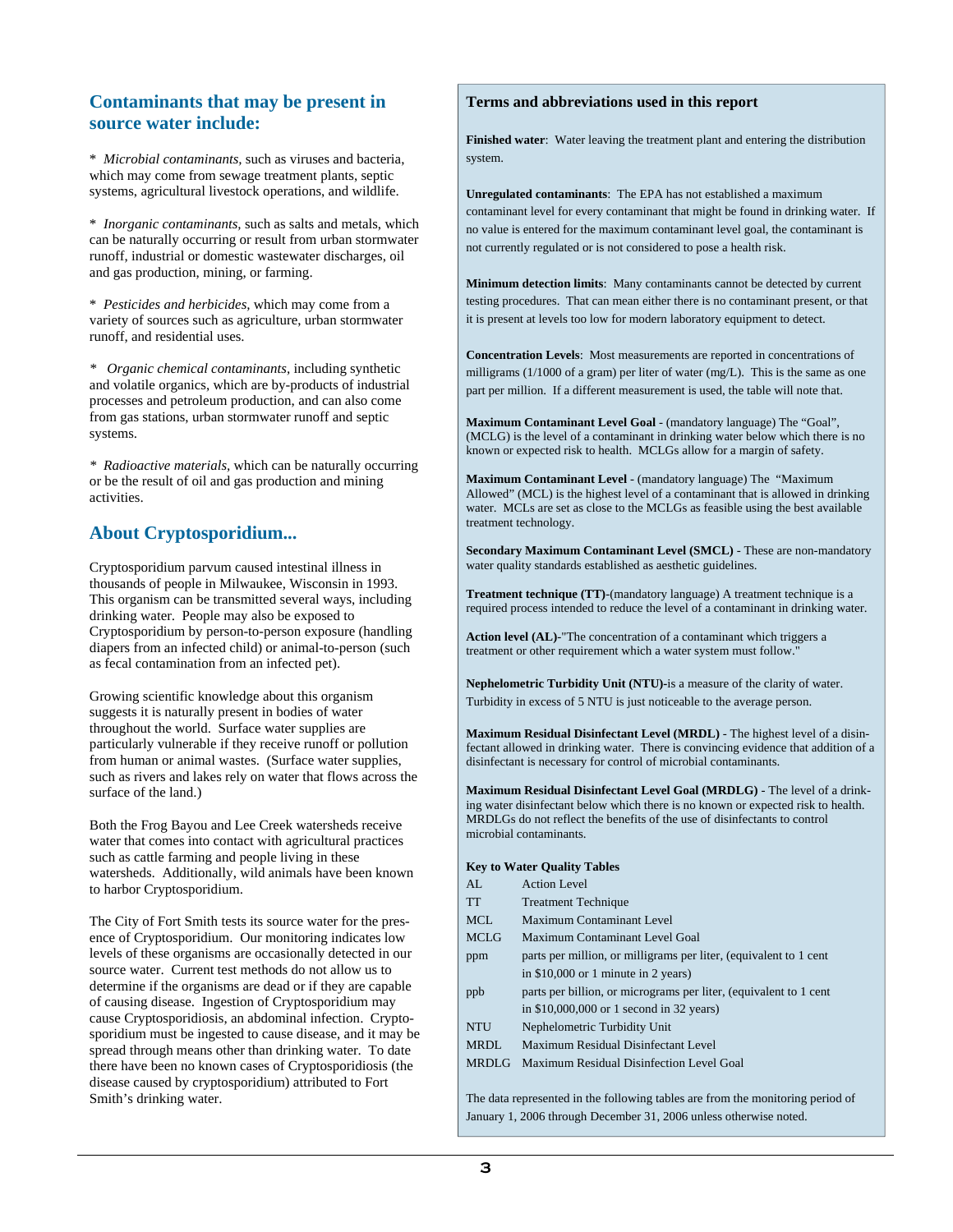## Contaminants that may be present in source water include:

* *Microbial contaminants*, such as viruses and bacteria, which may come from sewage treatment plants, septic systems, agricultural livestock operations, and wildlife.

* *Inorganic contaminants*, such as salts and metals, which can be naturally occurring or result from urban stormwater runoff, industrial or domestic wastewater discharges, oil and gas production, mining, or farming.

* *Pesticides and herbicides*, which may come from a variety of sources such as agriculture, urban stormwater runoff, and residential uses.

* *Organic chemical contaminants*, including synthetic and volatile organics, which are by-products of industrial processes and petroleum production, and can also come from gas stations, urban stormwater runoff and septic systems.

* *Radioactive materials*, which can be naturally occurring or be the result of oil and gas production and mining activities.

## About Cryptosporidium...

Cryptosporidium parvum caused intestinal illness in thousands of people in Milwaukee, Wisconsin in 1993. This organism can be transmitted several ways, including drinking water. People may also be exposed to Cryptosporidium by person-to-person exposure (handling diapers from an infected child) or animal-to-person (such as fecal contamination from an infected pet).

Growing scientific knowledge about this organism suggests it is naturally present in bodies of water throughout the world. Surface water supplies are particularly vulnerable if they receive runoff or pollution from human or animal wastes. (Surface water supplies, such as rivers and lakes rely on water that flows across the surface of the land.)

Both the Frog Bayou and Lee Creek watersheds receive water that comes into contact with agricultural practices such as cattle farming and people living in these watersheds. Additionally, wild animals have been known to harbor Cryptosporidium.

The City of Fort Smith tests its source water for the presence of Cryptosporidium. Our monitoring indicates low levels of these organisms are occasionally detected in our source water. Current test methods do not allow us to determine if the organisms are dead or if they are capable of causing disease. Ingestion of Cryptosporidium may cause Cryptosporidiosis, an abdominal infection. Cryptosporidium must be ingested to cause disease, and it may be spread through means other than drinking water. To date there have been no known cases of Cryptosporidiosis (the disease caused by cryptosporidium) attributed to Fort Smith's drinking water.

### Terms and abbreviations used in this report

**Finished water**: Water leaving the treatment plant and entering the distribution system.

**Unregulated contaminants**: The EPA has not established a maximum contaminant level for every contaminant that might be found in drinking water. If no value is entered for the maximum contaminant level goal, the contaminant is not currently regulated or is not considered to pose a health risk.

**Minimum detection limits**: Many contaminants cannot be detected by current testing procedures. That can mean either there is no contaminant present, or that it is present at levels too low for modern laboratory equipment to detect.

**Concentration Levels**: Most measurements are reported in concentrations of milligrams (1/1000 of a gram) per liter of water (mg/L). This is the same as one part per million. If a different measurement is used, the table will note that.

**Maximum Contaminant Level Goal** - (mandatory language) The "Goal", (MCLG) is the level of a contaminant in drinking water below which there is no known or expected risk to health. MCLGs allow for a margin of safety.

**Maximum Contaminant Level** - (mandatory language) The "Maximum Allowed" (MCL) is the highest level of a contaminant that is allowed in drinking water. MCLs are set as close to the MCLGs as feasible using the best available treatment technology.

**Secondary Maximum Contaminant Level (SMCL)** - These are non-mandatory water quality standards established as aesthetic guidelines.

**Treatment technique (TT)**-(mandatory language) A treatment technique is a required process intended to reduce the level of a contaminant in drinking water.

**Action level (AL)**-"The concentration of a contaminant which triggers a treatment or other requirement which a water system must follow."

**Nephelometric Turbidity Unit (NTU)**-is a measure of the clarity of water. Turbidity in excess of 5 NTU is just noticeable to the average person.

**Maximum Residual Disinfectant Level (MRDL)** - The highest level of a disinfectant allowed in drinking water. There is convincing evidence that addition of a disinfectant is necessary for control of microbial contaminants.

**Maximum Residual Disinfectant Level Goal (MRDLG)** - The level of a drinking water disinfectant below which there is no known or expected risk to health. MRDLGs do not reflect the benefits of the use of disinfectants to control microbial contaminants.

**Key to Water Quality Tables**

| Abbreviation | Meaning |
|---|---|
| AL | Action Level |
| TT | Treatment Technique |
| MCL | Maximum Contaminant Level |
| MCLG | Maximum Contaminant Level Goal |
| ppm | parts per million, or milligrams per liter, (equivalent to 1 cent in $10,000 or 1 minute in 2 years) |
| ppb | parts per billion, or micrograms per liter, (equivalent to 1 cent in $10,000,000 or 1 second in 32 years) |
| NTU | Nephelometric Turbidity Unit |
| MRDL | Maximum Residual Disinfectant Level |
| MRDLG | Maximum Residual Disinfection Level Goal |

The data represented in the following tables are from the monitoring period of January 1, 2006 through December 31, 2006 unless otherwise noted.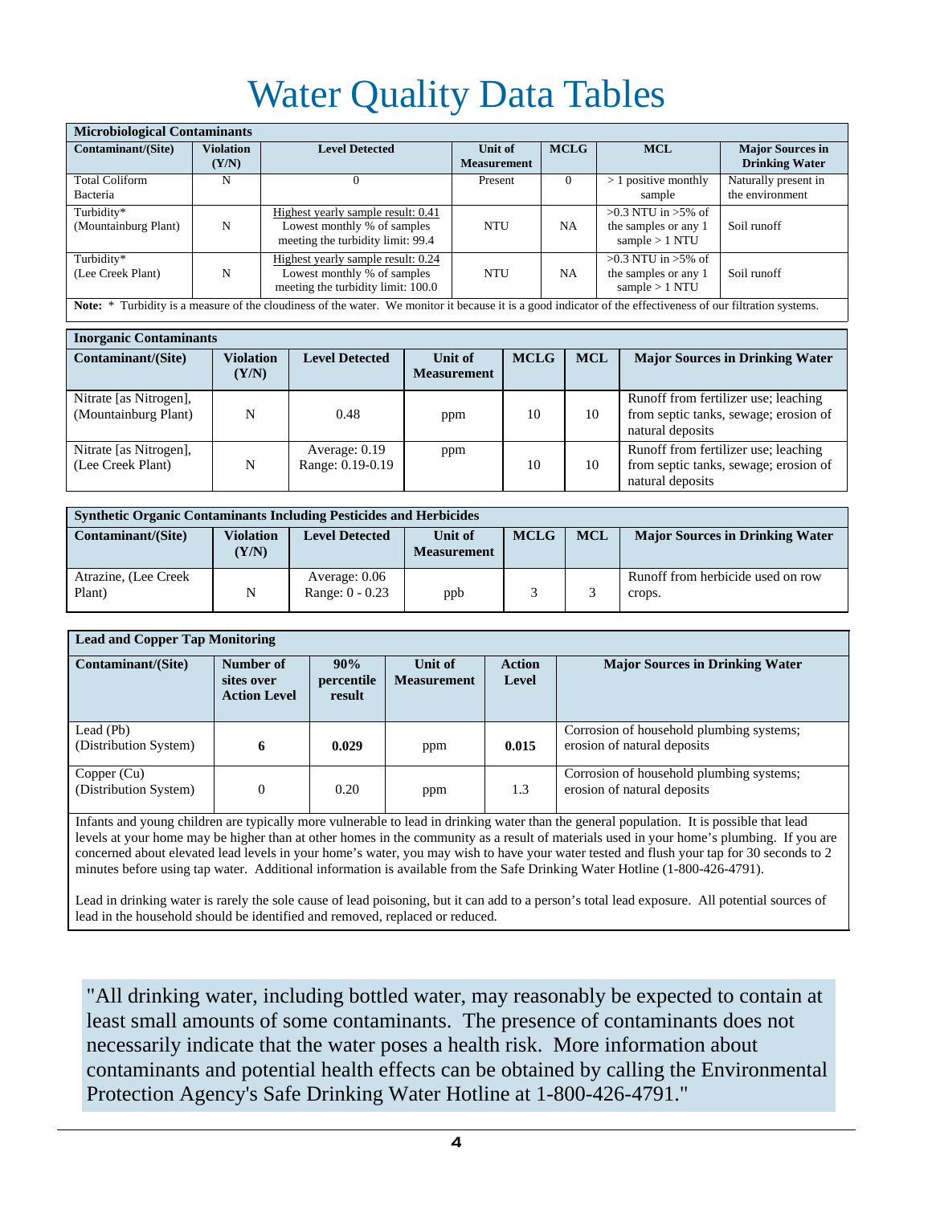# Water Quality Data Tables

| Microbiological Contaminants | | | | | | |
|---|---|---|---|---|---|---|
| **Contaminant/(Site)** | **Violation (Y/N)** | **Level Detected** | **Unit of Measurement** | **MCLG** | **MCL** | **Major Sources in Drinking Water** |
| Total Coliform Bacteria | N | 0 | Present | 0 | > 1 positive monthly sample | Naturally present in the environment |
| Turbidity* (Mountainburg Plant) | N | Highest yearly sample result: 0.41 Lowest monthly % of samples meeting the turbidity limit: 99.4 | NTU | NA | >0.3 NTU in >5% of the samples or any 1 sample > 1 NTU | Soil runoff |
| Turbidity* (Lee Creek Plant) | N | Highest yearly sample result: 0.24 Lowest monthly % of samples meeting the turbidity limit: 100.0 | NTU | NA | >0.3 NTU in >5% of the samples or any 1 sample > 1 NTU | Soil runoff |

**Note:** * Turbidity is a measure of the cloudiness of the water. We monitor it because it is a good indicator of the effectiveness of our filtration systems.

| Inorganic Contaminants | | | | | | |
|---|---|---|---|---|---|---|
| **Contaminant/(Site)** | **Violation (Y/N)** | **Level Detected** | **Unit of Measurement** | **MCLG** | **MCL** | **Major Sources in Drinking Water** |
| Nitrate [as Nitrogen], (Mountainburg Plant) | N | 0.48 | ppm | 10 | 10 | Runoff from fertilizer use; leaching from septic tanks, sewage; erosion of natural deposits |
| Nitrate [as Nitrogen], (Lee Creek Plant) | N | Average: 0.19 Range: 0.19-0.19 | ppm | 10 | 10 | Runoff from fertilizer use; leaching from septic tanks, sewage; erosion of natural deposits |

| Synthetic Organic Contaminants Including Pesticides and Herbicides | | | | | | |
|---|---|---|---|---|---|---|
| **Contaminant/(Site)** | **Violation (Y/N)** | **Level Detected** | **Unit of Measurement** | **MCLG** | **MCL** | **Major Sources in Drinking Water** |
| Atrazine, (Lee Creek Plant) | N | Average: 0.06 Range: 0 - 0.23 | ppb | 3 | 3 | Runoff from herbicide used on row crops. |

| Lead and Copper Tap Monitoring | | | | | |
|---|---|---|---|---|---|
| **Contaminant/(Site)** | **Number of sites over Action Level** | **90% percentile result** | **Unit of Measurement** | **Action Level** | **Major Sources in Drinking Water** |
| Lead (Pb) (Distribution System) | **6** | **0.029** | ppm | **0.015** | Corrosion of household plumbing systems; erosion of natural deposits |
| Copper (Cu) (Distribution System) | 0 | 0.20 | ppm | 1.3 | Corrosion of household plumbing systems; erosion of natural deposits |

Infants and young children are typically more vulnerable to lead in drinking water than the general population. It is possible that lead levels at your home may be higher than at other homes in the community as a result of materials used in your home's plumbing. If you are concerned about elevated lead levels in your home's water, you may wish to have your water tested and flush your tap for 30 seconds to 2 minutes before using tap water. Additional information is available from the Safe Drinking Water Hotline (1-800-426-4791).

Lead in drinking water is rarely the sole cause of lead poisoning, but it can add to a person's total lead exposure. All potential sources of lead in the household should be identified and removed, replaced or reduced.

"All drinking water, including bottled water, may reasonably be expected to contain at least small amounts of some contaminants. The presence of contaminants does not necessarily indicate that the water poses a health risk. More information about contaminants and potential health effects can be obtained by calling the Environmental Protection Agency's Safe Drinking Water Hotline at 1-800-426-4791."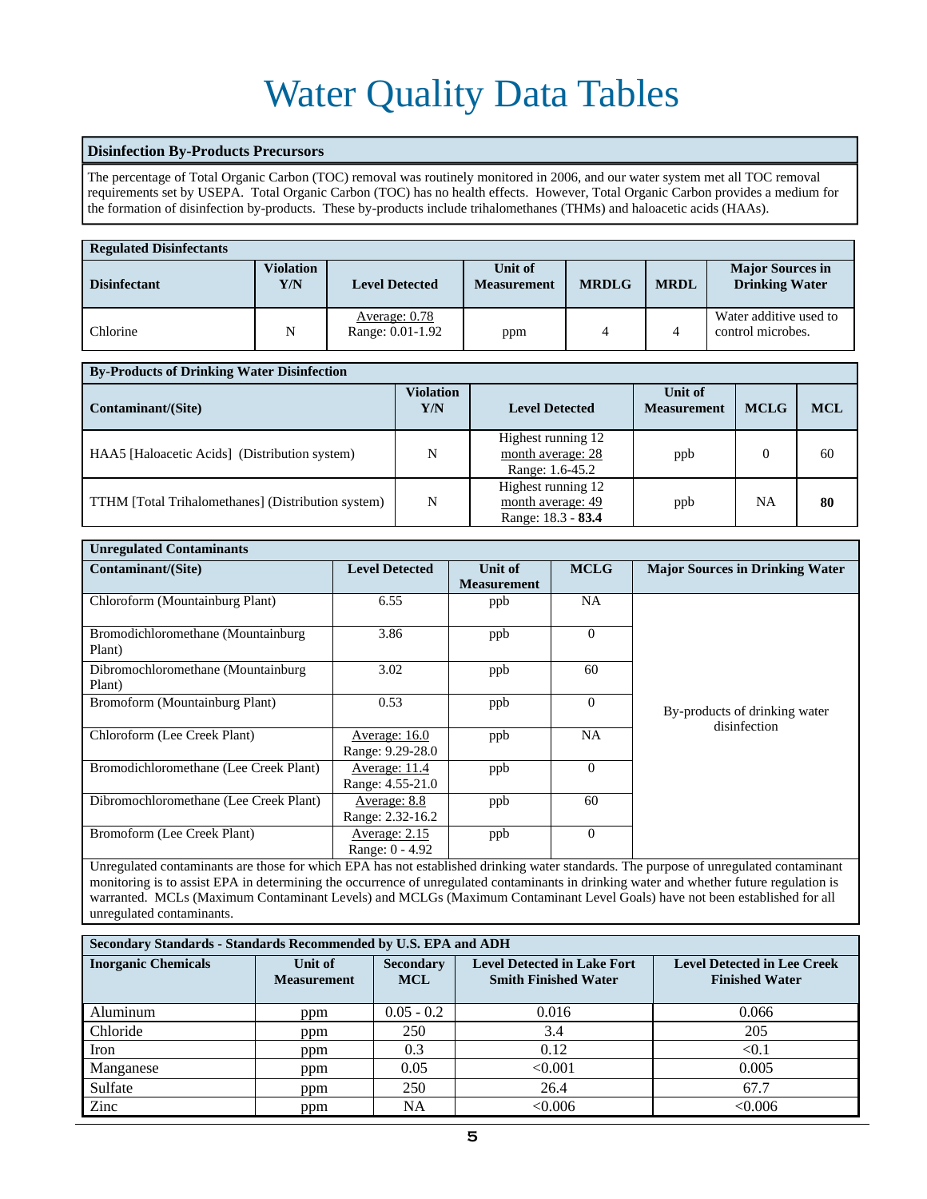# Water Quality Data Tables

**Disinfection By-Products Precursors**

The percentage of Total Organic Carbon (TOC) removal was routinely monitored in 2006, and our water system met all TOC removal requirements set by USEPA. Total Organic Carbon (TOC) has no health effects. However, Total Organic Carbon provides a medium for the formation of disinfection by-products. These by-products include trihalomethanes (THMs) and haloacetic acids (HAAs).

**Regulated Disinfectants**

| Disinfectant | Violation Y/N | Level Detected | Unit of Measurement | MRDLG | MRDL | Major Sources in Drinking Water |
|---|---|---|---|---|---|---|
| Chlorine | N | Average: 0.78<br>Range: 0.01-1.92 | ppm | 4 | 4 | Water additive used to control microbes. |

**By-Products of Drinking Water Disinfection**

| Contaminant/(Site) | Violation Y/N | Level Detected | Unit of Measurement | MCLG | MCL |
|---|---|---|---|---|---|
| HAA5 [Haloacetic Acids] (Distribution system) | N | Highest running 12 month average: 28<br>Range: 1.6-45.2 | ppb | 0 | 60 |
| TTHM [Total Trihalomethanes] (Distribution system) | N | Highest running 12 month average: 49<br>Range: 18.3 - **83.4** | ppb | NA | **80** |

**Unregulated Contaminants**

| Contaminant/(Site) | Level Detected | Unit of Measurement | MCLG | Major Sources in Drinking Water |
|---|---|---|---|---|
| Chloroform (Mountainburg Plant) | 6.55 | ppb | NA | By-products of drinking water disinfection |
| Bromodichloromethane (Mountainburg Plant) | 3.86 | ppb | 0 | |
| Dibromochloromethane (Mountainburg Plant) | 3.02 | ppb | 60 | |
| Bromoform (Mountainburg Plant) | 0.53 | ppb | 0 | |
| Chloroform (Lee Creek Plant) | Average: 16.0<br>Range: 9.29-28.0 | ppb | NA | |
| Bromodichloromethane (Lee Creek Plant) | Average: 11.4<br>Range: 4.55-21.0 | ppb | 0 | |
| Dibromochloromethane (Lee Creek Plant) | Average: 8.8<br>Range: 2.32-16.2 | ppb | 60 | |
| Bromoform (Lee Creek Plant) | Average: 2.15<br>Range: 0 - 4.92 | ppb | 0 | |

Unregulated contaminants are those for which EPA has not established drinking water standards. The purpose of unregulated contaminant monitoring is to assist EPA in determining the occurrence of unregulated contaminants in drinking water and whether future regulation is warranted. MCLs (Maximum Contaminant Levels) and MCLGs (Maximum Contaminant Level Goals) have not been established for all unregulated contaminants.

**Secondary Standards - Standards Recommended by U.S. EPA and ADH**

| Inorganic Chemicals | Unit of Measurement | Secondary MCL | Level Detected in Lake Fort Smith Finished Water | Level Detected in Lee Creek Finished Water |
|---|---|---|---|---|
| Aluminum | ppm | 0.05 - 0.2 | 0.016 | 0.066 |
| Chloride | ppm | 250 | 3.4 | 205 |
| Iron | ppm | 0.3 | 0.12 | <0.1 |
| Manganese | ppm | 0.05 | <0.001 | 0.005 |
| Sulfate | ppm | 250 | 26.4 | 67.7 |
| Zinc | ppm | NA | <0.006 | <0.006 |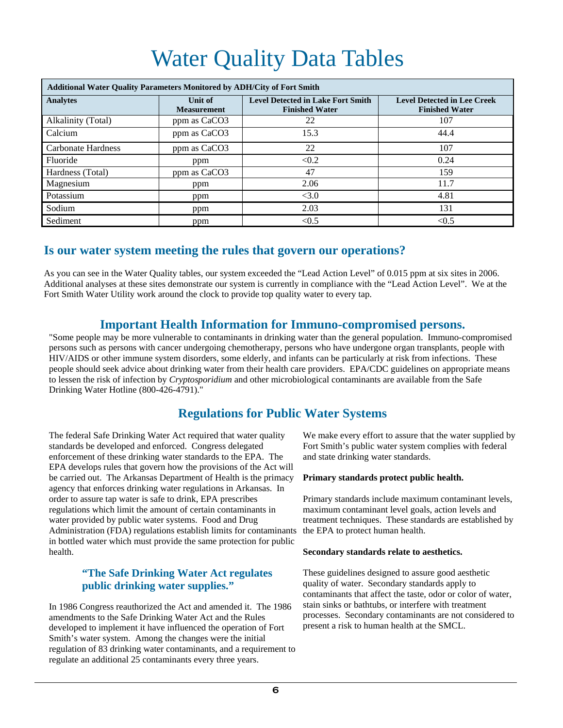# Water Quality Data Tables

| Additional Water Quality Parameters Monitored by ADH/City of Fort Smith | | | |
|---|---|---|---|
| **Analytes** | **Unit of Measurement** | **Level Detected in Lake Fort Smith Finished Water** | **Level Detected in Lee Creek Finished Water** |
| Alkalinity (Total) | ppm as $CaCO_3$ | 22 | 107 |
| Calcium | ppm as $CaCO_3$ | 15.3 | 44.4 |
| Carbonate Hardness | ppm as $CaCO_3$ | 22 | 107 |
| Fluoride | ppm | <0.2 | 0.24 |
| Hardness (Total) | ppm as $CaCO_3$ | 47 | 159 |
| Magnesium | ppm | 2.06 | 11.7 |
| Potassium | ppm | <3.0 | 4.81 |
| Sodium | ppm | 2.03 | 131 |
| Sediment | ppm | <0.5 | <0.5 |

## Is our water system meeting the rules that govern our operations?

As you can see in the Water Quality tables, our system exceeded the "Lead Action Level" of 0.015 ppm at six sites in 2006. Additional analyses at these sites demonstrate our system is currently in compliance with the "Lead Action Level". We at the Fort Smith Water Utility work around the clock to provide top quality water to every tap.

## Important Health Information for Immuno-compromised persons.

"Some people may be more vulnerable to contaminants in drinking water than the general population. Immuno-compromised persons such as persons with cancer undergoing chemotherapy, persons who have undergone organ transplants, people with HIV/AIDS or other immune system disorders, some elderly, and infants can be particularly at risk from infections. These people should seek advice about drinking water from their health care providers. EPA/CDC guidelines on appropriate means to lessen the risk of infection by *Cryptosporidium* and other microbiological contaminants are available from the Safe Drinking Water Hotline (800-426-4791)."

## Regulations for Public Water Systems

The federal Safe Drinking Water Act required that water quality standards be developed and enforced. Congress delegated enforcement of these drinking water standards to the EPA. The EPA develops rules that govern how the provisions of the Act will be carried out. The Arkansas Department of Health is the primacy agency that enforces drinking water regulations in Arkansas. In order to assure tap water is safe to drink, EPA prescribes regulations which limit the amount of certain contaminants in water provided by public water systems. Food and Drug Administration (FDA) regulations establish limits for contaminants in bottled water which must provide the same protection for public health.

### "The Safe Drinking Water Act regulates public drinking water supplies."

In 1986 Congress reauthorized the Act and amended it. The 1986 amendments to the Safe Drinking Water Act and the Rules developed to implement it have influenced the operation of Fort Smith's water system. Among the changes were the initial regulation of 83 drinking water contaminants, and a requirement to regulate an additional 25 contaminants every three years.

We make every effort to assure that the water supplied by Fort Smith's public water system complies with federal and state drinking water standards.

**Primary standards protect public health.**

Primary standards include maximum contaminant levels, maximum contaminant level goals, action levels and treatment techniques. These standards are established by the EPA to protect human health.

**Secondary standards relate to aesthetics.**

These guidelines designed to assure good aesthetic quality of water. Secondary standards apply to contaminants that affect the taste, odor or color of water, stain sinks or bathtubs, or interfere with treatment processes. Secondary contaminants are not considered to present a risk to human health at the SMCL.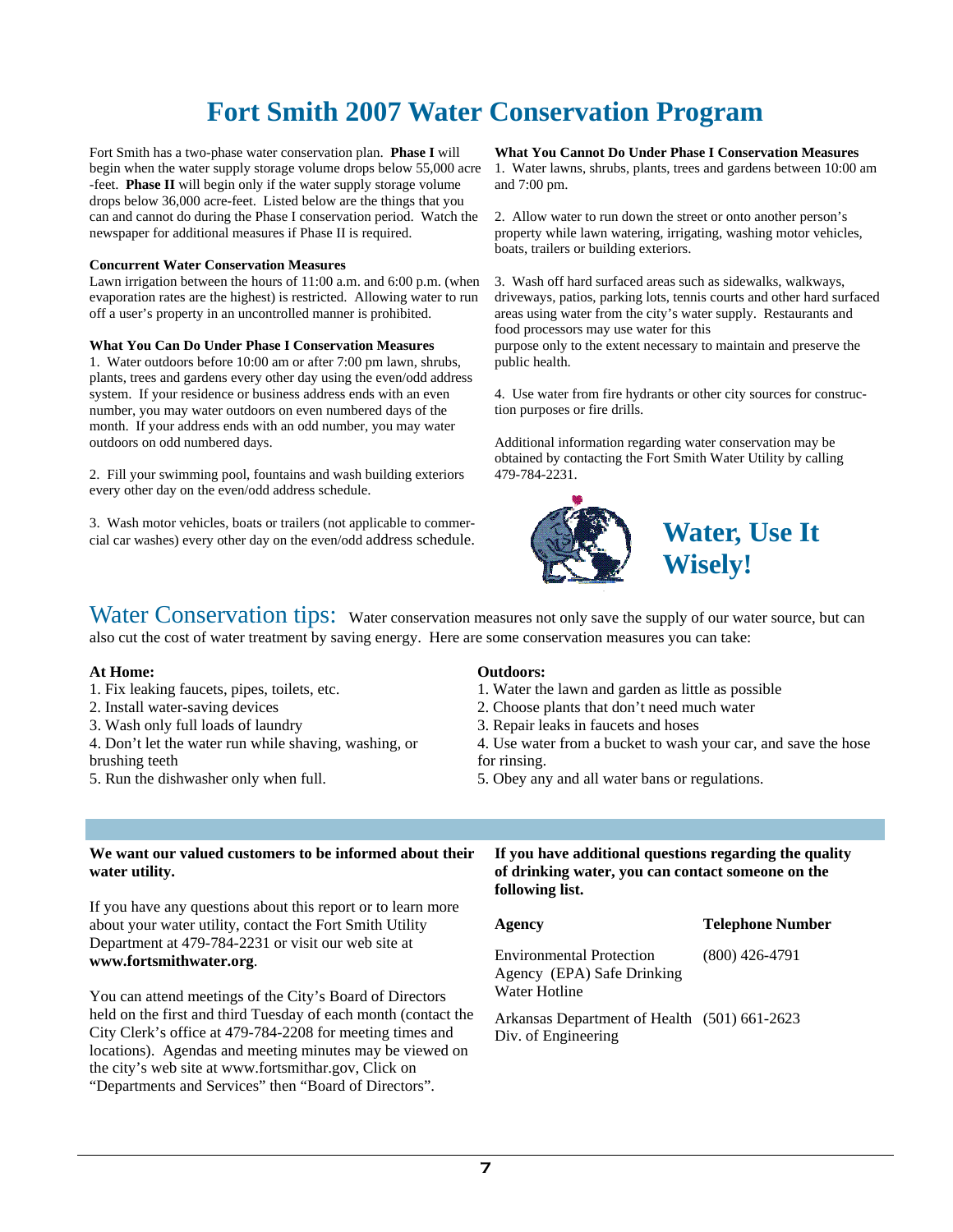# Fort Smith 2007 Water Conservation Program

Fort Smith has a two-phase water conservation plan. **Phase I** will begin when the water supply storage volume drops below 55,000 acre-feet. **Phase II** will begin only if the water supply storage volume drops below 36,000 acre-feet. Listed below are the things that you can and cannot do during the Phase I conservation period. Watch the newspaper for additional measures if Phase II is required.

**Concurrent Water Conservation Measures**

Lawn irrigation between the hours of 11:00 a.m. and 6:00 p.m. (when evaporation rates are the highest) is restricted. Allowing water to run off a user's property in an uncontrolled manner is prohibited.

**What You Can Do Under Phase I Conservation Measures**

1. Water outdoors before 10:00 am or after 7:00 pm lawn, shrubs, plants, trees and gardens every other day using the even/odd address system. If your residence or business address ends with an even number, you may water outdoors on even numbered days of the month. If your address ends with an odd number, you may water outdoors on odd numbered days.

2. Fill your swimming pool, fountains and wash building exteriors every other day on the even/odd address schedule.

3. Wash motor vehicles, boats or trailers (not applicable to commercial car washes) every other day on the even/odd address schedule.

**What You Cannot Do Under Phase I Conservation Measures**

1. Water lawns, shrubs, plants, trees and gardens between 10:00 am and 7:00 pm.

2. Allow water to run down the street or onto another person's property while lawn watering, irrigating, washing motor vehicles, boats, trailers or building exteriors.

3. Wash off hard surfaced areas such as sidewalks, walkways, driveways, patios, parking lots, tennis courts and other hard surfaced areas using water from the city's water supply. Restaurants and food processors may use water for this purpose only to the extent necessary to maintain and preserve the public health.

4. Use water from fire hydrants or other city sources for construction purposes or fire drills.

Additional information regarding water conservation may be obtained by contacting the Fort Smith Water Utility by calling 479-784-2231.

## Water, Use It Wisely!

## Water Conservation tips:

Water conservation measures not only save the supply of our water source, but can also cut the cost of water treatment by saving energy. Here are some conservation measures you can take:

**At Home:**

1. Fix leaking faucets, pipes, toilets, etc.
2. Install water-saving devices
3. Wash only full loads of laundry
4. Don't let the water run while shaving, washing, or brushing teeth
5. Run the dishwasher only when full.

**Outdoors:**

1. Water the lawn and garden as little as possible
2. Choose plants that don't need much water
3. Repair leaks in faucets and hoses
4. Use water from a bucket to wash your car, and save the hose for rinsing.
5. Obey any and all water bans or regulations.

**We want our valued customers to be informed about their water utility.**

If you have any questions about this report or to learn more about your water utility, contact the Fort Smith Utility Department at 479-784-2231 or visit our web site at **www.fortsmithwater.org**.

You can attend meetings of the City's Board of Directors held on the first and third Tuesday of each month (contact the City Clerk's office at 479-784-2208 for meeting times and locations). Agendas and meeting minutes may be viewed on the city's web site at www.fortsmithar.gov, Click on "Departments and Services" then "Board of Directors".

**If you have additional questions regarding the quality of drinking water, you can contact someone on the following list.**

| Agency | Telephone Number |
|---|---|
| Environmental Protection Agency (EPA) Safe Drinking Water Hotline | (800) 426-4791 |
| Arkansas Department of Health Div. of Engineering | (501) 661-2623 |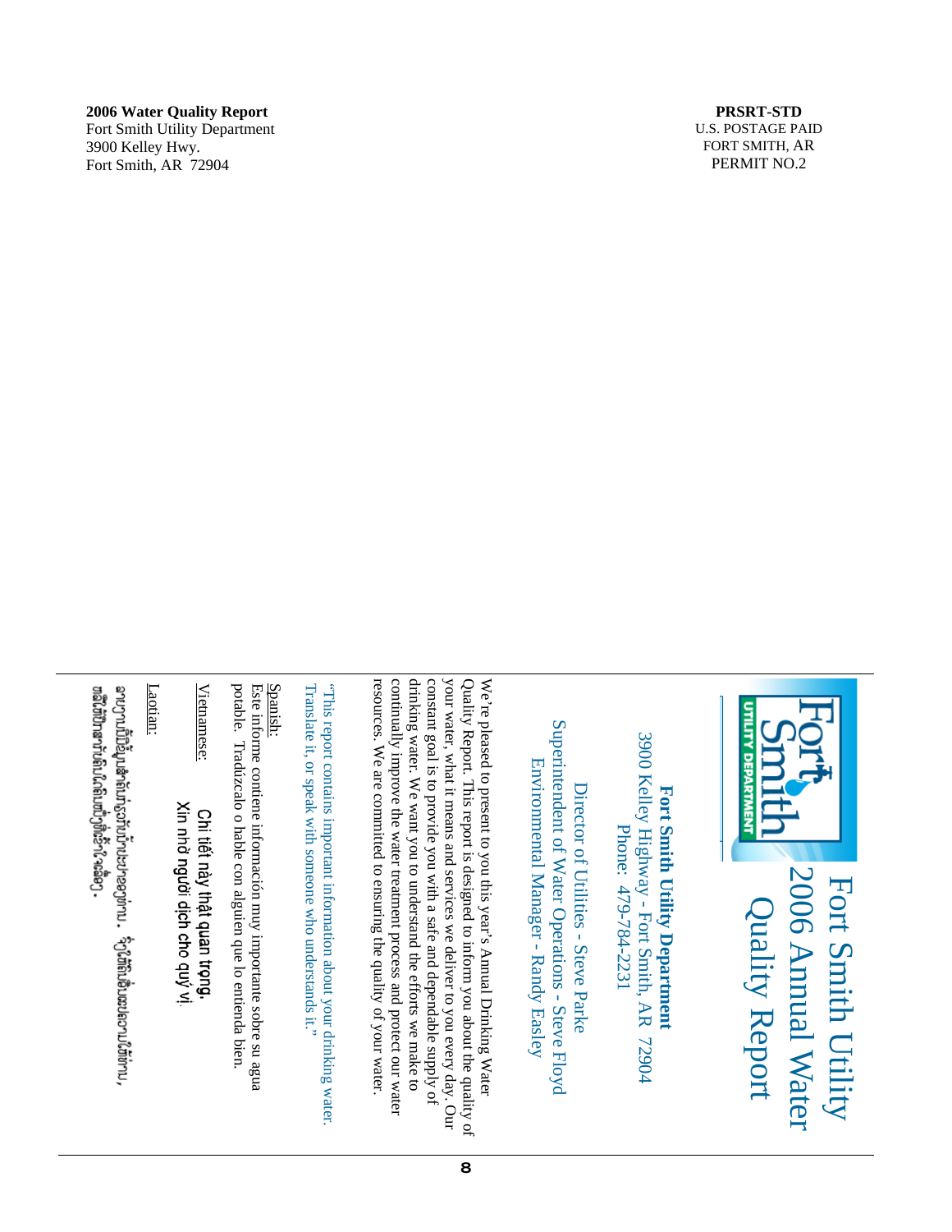**2006 Water Quality Report**
Fort Smith Utility Department
3900 Kelley Hwy.
Fort Smith, AR 72904

**PRSRT-STD**
U.S. POSTAGE PAID
FORT SMITH, AR
PERMIT NO.2

# Fort Smith Utility 2006 Annual Water Quality Report

Fort Smith UTILITY DEPARTMENT

**Fort Smith Utility Department**
3900 Kelley Highway - Fort Smith, AR 72904
Phone: 479-784-2231

Director of Utilities - Steve Parke
Superintendent of Water Operations - Steve Floyd
Environmental Manager - Randy Easley

We're pleased to present to you this year's Annual Drinking Water Quality Report. This report is designed to inform you about the quality of your water, what it means and services we deliver to you every day. Our constant goal is to provide you with a safe and dependable supply of drinking water. We want you to understand the efforts we make to continually improve the water treatment process and protect our water resources. We are committed to ensuring the quality of your water.

"This report contains important information about your drinking water. Translate it, or speak with someone who understands it."

Spanish:
Este informe contiene información muy importante sobre su agua potable. Tradúzcalo o hable con alguien que lo entienda bien.

Vietnamese:
Chi tiết này thật quan trọng.
Xin nhờ người dịch cho quý vị.

Laotian:
ລາຍງານນີ້ມີຂໍ້ມູນສໍາຄັນກ່ຽວກັບນໍ້າປະປາຂອງທ່ານ. ຈົ່ງໃຫ້ຄົນແປໃຫ້ທ່ານ,
ຫລືປຶກສາກັບຄົນໃດຄົນໜຶ່ງທີ່ເຂົ້າໃຈຂໍ້ຄວາມນີ້.